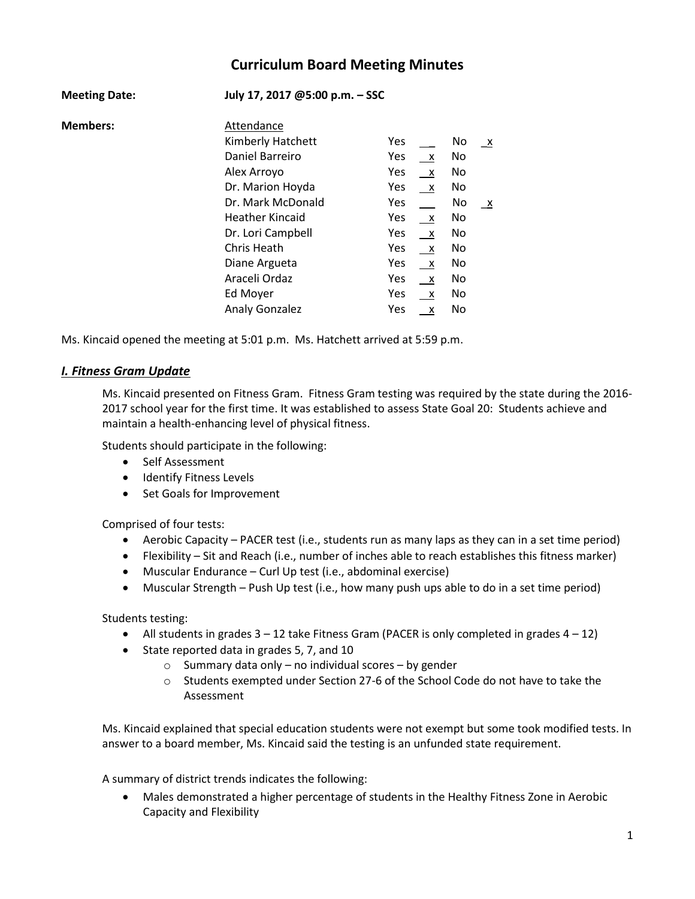# Curriculum Board Meeting Minutes

**Meeting Date:** **July 17, 2017 @5:00 p.m. – SSC**

**Members:**

| Attendance | Yes | | No | |
|---|---|---|---|---|
| Kimberly Hatchett | Yes | | No | x |
| Daniel Barreiro | Yes | x | No | |
| Alex Arroyo | Yes | x | No | |
| Dr. Marion Hoyda | Yes | x | No | |
| Dr. Mark McDonald | Yes | | No | x |
| Heather Kincaid | Yes | x | No | |
| Dr. Lori Campbell | Yes | x | No | |
| Chris Heath | Yes | x | No | |
| Diane Argueta | Yes | x | No | |
| Araceli Ordaz | Yes | x | No | |
| Ed Moyer | Yes | x | No | |
| Analy Gonzalez | Yes | x | No | |

Ms. Kincaid opened the meeting at 5:01 p.m. Ms. Hatchett arrived at 5:59 p.m.

## *I. Fitness Gram Update*

Ms. Kincaid presented on Fitness Gram. Fitness Gram testing was required by the state during the 2016-2017 school year for the first time. It was established to assess State Goal 20: Students achieve and maintain a health-enhancing level of physical fitness.

Students should participate in the following:

- Self Assessment
- Identify Fitness Levels
- Set Goals for Improvement

Comprised of four tests:

- Aerobic Capacity – PACER test (i.e., students run as many laps as they can in a set time period)
- Flexibility – Sit and Reach (i.e., number of inches able to reach establishes this fitness marker)
- Muscular Endurance – Curl Up test (i.e., abdominal exercise)
- Muscular Strength – Push Up test (i.e., how many push ups able to do in a set time period)

Students testing:

- All students in grades 3 – 12 take Fitness Gram (PACER is only completed in grades 4 – 12)
- State reported data in grades 5, 7, and 10
  - Summary data only – no individual scores – by gender
  - Students exempted under Section 27-6 of the School Code do not have to take the Assessment

Ms. Kincaid explained that special education students were not exempt but some took modified tests. In answer to a board member, Ms. Kincaid said the testing is an unfunded state requirement.

A summary of district trends indicates the following:

- Males demonstrated a higher percentage of students in the Healthy Fitness Zone in Aerobic Capacity and Flexibility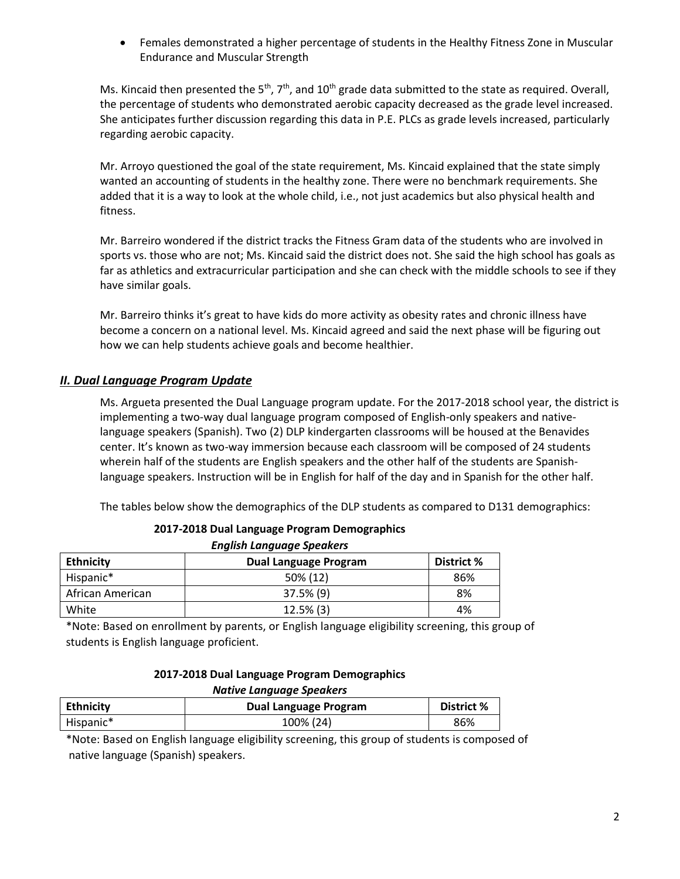- Females demonstrated a higher percentage of students in the Healthy Fitness Zone in Muscular Endurance and Muscular Strength

Ms. Kincaid then presented the 5th, 7th, and 10th grade data submitted to the state as required. Overall, the percentage of students who demonstrated aerobic capacity decreased as the grade level increased. She anticipates further discussion regarding this data in P.E. PLCs as grade levels increased, particularly regarding aerobic capacity.

Mr. Arroyo questioned the goal of the state requirement, Ms. Kincaid explained that the state simply wanted an accounting of students in the healthy zone. There were no benchmark requirements. She added that it is a way to look at the whole child, i.e., not just academics but also physical health and fitness.

Mr. Barreiro wondered if the district tracks the Fitness Gram data of the students who are involved in sports vs. those who are not; Ms. Kincaid said the district does not. She said the high school has goals as far as athletics and extracurricular participation and she can check with the middle schools to see if they have similar goals.

Mr. Barreiro thinks it's great to have kids do more activity as obesity rates and chronic illness have become a concern on a national level. Ms. Kincaid agreed and said the next phase will be figuring out how we can help students achieve goals and become healthier.

## *II. Dual Language Program Update*

Ms. Argueta presented the Dual Language program update. For the 2017-2018 school year, the district is implementing a two-way dual language program composed of English-only speakers and native-language speakers (Spanish). Two (2) DLP kindergarten classrooms will be housed at the Benavides center. It's known as two-way immersion because each classroom will be composed of 24 students wherein half of the students are English speakers and the other half of the students are Spanish-language speakers. Instruction will be in English for half of the day and in Spanish for the other half.

The tables below show the demographics of the DLP students as compared to D131 demographics:

**2017-2018 Dual Language Program Demographics**

***English Language Speakers***

| Ethnicity | Dual Language Program | District % |
|---|---|---|
| Hispanic* | 50% (12) | 86% |
| African American | 37.5% (9) | 8% |
| White | 12.5% (3) | 4% |

*Note: Based on enrollment by parents, or English language eligibility screening, this group of students is English language proficient.

**2017-2018 Dual Language Program Demographics**

***Native Language Speakers***

| Ethnicity | Dual Language Program | District % |
|---|---|---|
| Hispanic* | 100% (24) | 86% |

*Note: Based on English language eligibility screening, this group of students is composed of native language (Spanish) speakers.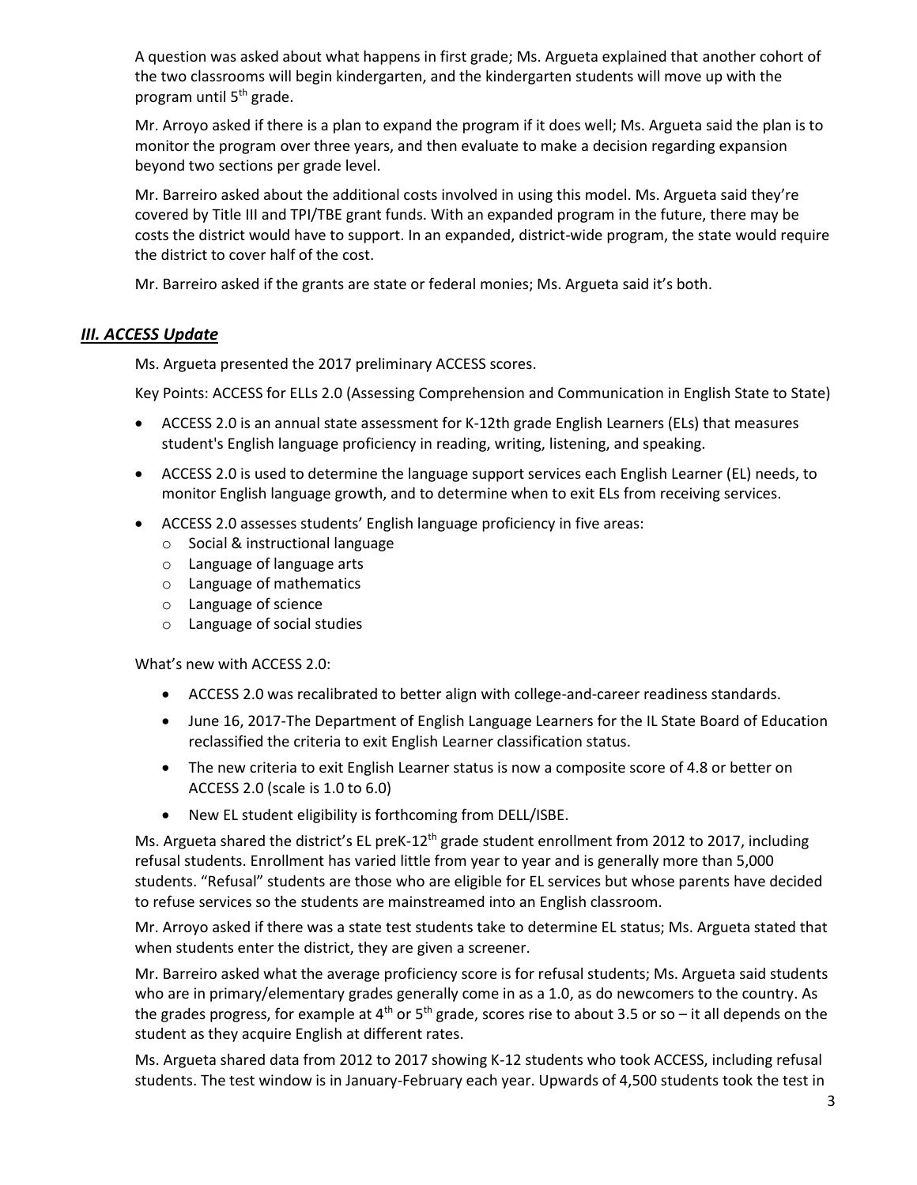A question was asked about what happens in first grade; Ms. Argueta explained that another cohort of the two classrooms will begin kindergarten, and the kindergarten students will move up with the program until 5th grade.

Mr. Arroyo asked if there is a plan to expand the program if it does well; Ms. Argueta said the plan is to monitor the program over three years, and then evaluate to make a decision regarding expansion beyond two sections per grade level.

Mr. Barreiro asked about the additional costs involved in using this model. Ms. Argueta said they're covered by Title III and TPI/TBE grant funds. With an expanded program in the future, there may be costs the district would have to support. In an expanded, district-wide program, the state would require the district to cover half of the cost.

Mr. Barreiro asked if the grants are state or federal monies; Ms. Argueta said it's both.

### ***III. ACCESS Update***

Ms. Argueta presented the 2017 preliminary ACCESS scores.

Key Points: ACCESS for ELLs 2.0 (Assessing Comprehension and Communication in English State to State)

- ACCESS 2.0 is an annual state assessment for K-12th grade English Learners (ELs) that measures student's English language proficiency in reading, writing, listening, and speaking.
- ACCESS 2.0 is used to determine the language support services each English Learner (EL) needs, to monitor English language growth, and to determine when to exit ELs from receiving services.
- ACCESS 2.0 assesses students' English language proficiency in five areas:
  - Social & instructional language
  - Language of language arts
  - Language of mathematics
  - Language of science
  - Language of social studies

What's new with ACCESS 2.0:

- ACCESS 2.0 was recalibrated to better align with college-and-career readiness standards.
- June 16, 2017-The Department of English Language Learners for the IL State Board of Education reclassified the criteria to exit English Learner classification status.
- The new criteria to exit English Learner status is now a composite score of 4.8 or better on ACCESS 2.0 (scale is 1.0 to 6.0)
- New EL student eligibility is forthcoming from DELL/ISBE.

Ms. Argueta shared the district's EL preK-12th grade student enrollment from 2012 to 2017, including refusal students. Enrollment has varied little from year to year and is generally more than 5,000 students. "Refusal" students are those who are eligible for EL services but whose parents have decided to refuse services so the students are mainstreamed into an English classroom.

Mr. Arroyo asked if there was a state test students take to determine EL status; Ms. Argueta stated that when students enter the district, they are given a screener.

Mr. Barreiro asked what the average proficiency score is for refusal students; Ms. Argueta said students who are in primary/elementary grades generally come in as a 1.0, as do newcomers to the country. As the grades progress, for example at 4th or 5th grade, scores rise to about 3.5 or so – it all depends on the student as they acquire English at different rates.

Ms. Argueta shared data from 2012 to 2017 showing K-12 students who took ACCESS, including refusal students. The test window is in January-February each year. Upwards of 4,500 students took the test in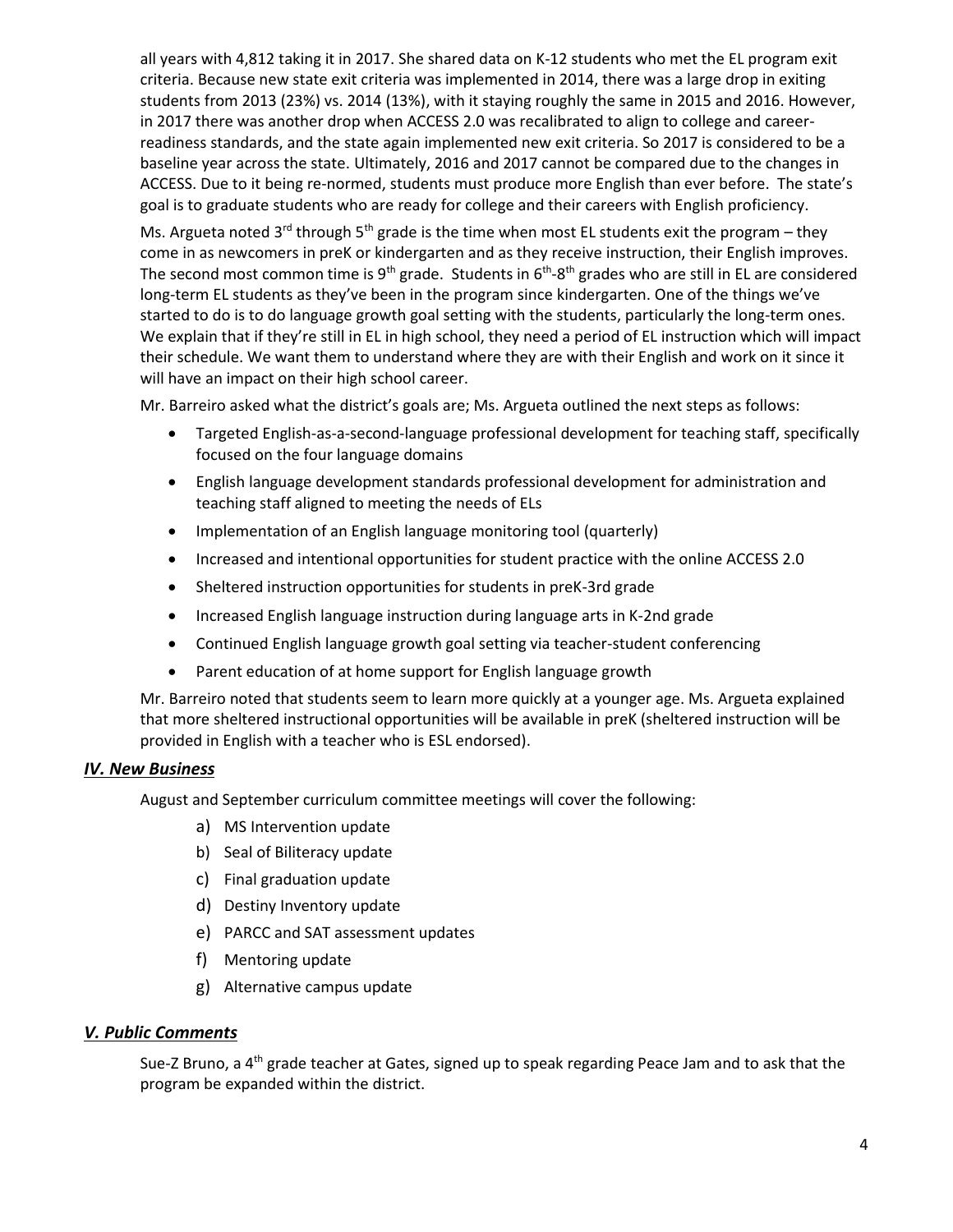all years with 4,812 taking it in 2017. She shared data on K-12 students who met the EL program exit criteria. Because new state exit criteria was implemented in 2014, there was a large drop in exiting students from 2013 (23%) vs. 2014 (13%), with it staying roughly the same in 2015 and 2016. However, in 2017 there was another drop when ACCESS 2.0 was recalibrated to align to college and career-readiness standards, and the state again implemented new exit criteria. So 2017 is considered to be a baseline year across the state. Ultimately, 2016 and 2017 cannot be compared due to the changes in ACCESS. Due to it being re-normed, students must produce more English than ever before. The state's goal is to graduate students who are ready for college and their careers with English proficiency.

Ms. Argueta noted 3rd through 5th grade is the time when most EL students exit the program – they come in as newcomers in preK or kindergarten and as they receive instruction, their English improves. The second most common time is 9th grade. Students in 6th-8th grades who are still in EL are considered long-term EL students as they've been in the program since kindergarten. One of the things we've started to do is to do language growth goal setting with the students, particularly the long-term ones. We explain that if they're still in EL in high school, they need a period of EL instruction which will impact their schedule. We want them to understand where they are with their English and work on it since it will have an impact on their high school career.

Mr. Barreiro asked what the district's goals are; Ms. Argueta outlined the next steps as follows:

- Targeted English-as-a-second-language professional development for teaching staff, specifically focused on the four language domains
- English language development standards professional development for administration and teaching staff aligned to meeting the needs of ELs
- Implementation of an English language monitoring tool (quarterly)
- Increased and intentional opportunities for student practice with the online ACCESS 2.0
- Sheltered instruction opportunities for students in preK-3rd grade
- Increased English language instruction during language arts in K-2nd grade
- Continued English language growth goal setting via teacher-student conferencing
- Parent education of at home support for English language growth

Mr. Barreiro noted that students seem to learn more quickly at a younger age. Ms. Argueta explained that more sheltered instructional opportunities will be available in preK (sheltered instruction will be provided in English with a teacher who is ESL endorsed).

## *IV. New Business*

August and September curriculum committee meetings will cover the following:

a) MS Intervention update
b) Seal of Biliteracy update
c) Final graduation update
d) Destiny Inventory update
e) PARCC and SAT assessment updates
f) Mentoring update
g) Alternative campus update

## *V. Public Comments*

Sue-Z Bruno, a 4th grade teacher at Gates, signed up to speak regarding Peace Jam and to ask that the program be expanded within the district.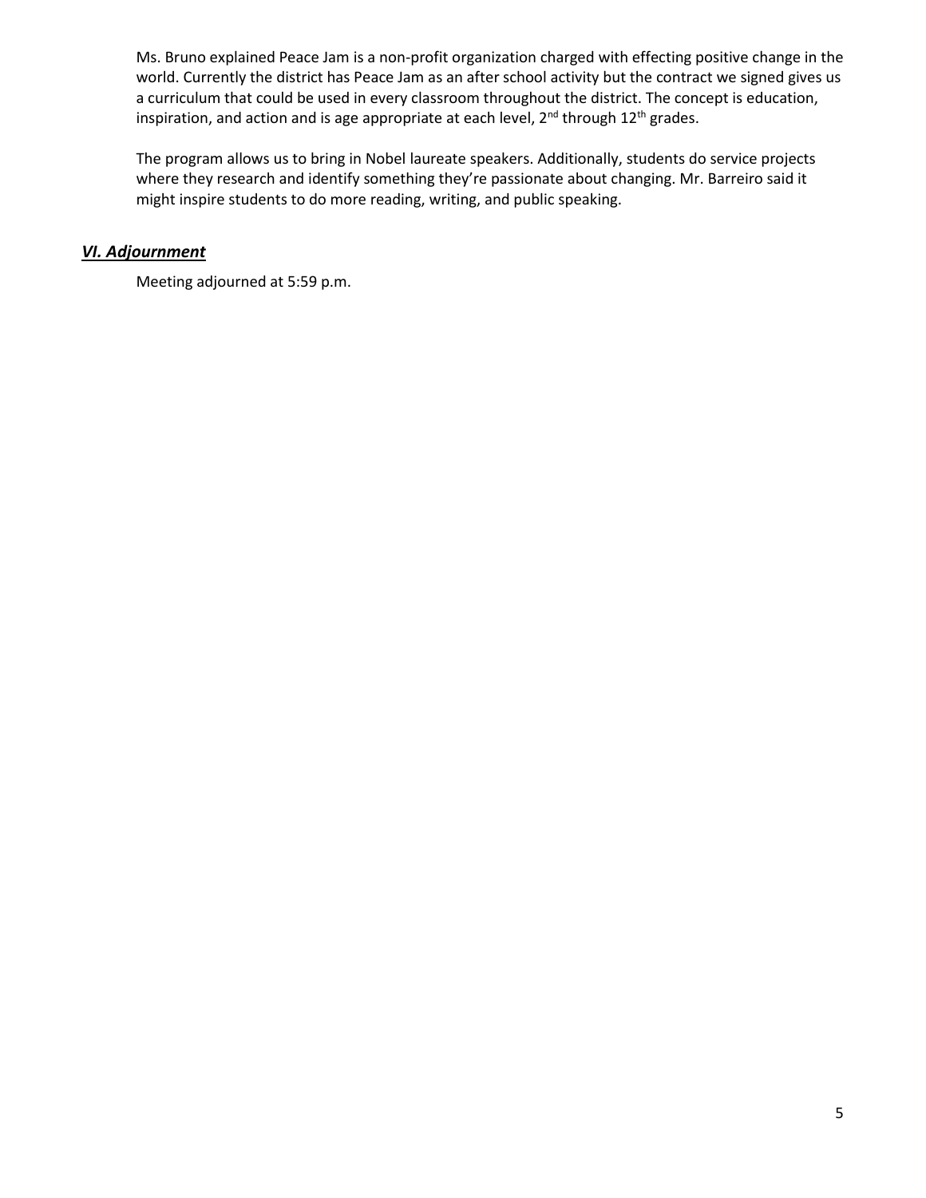Ms. Bruno explained Peace Jam is a non-profit organization charged with effecting positive change in the world. Currently the district has Peace Jam as an after school activity but the contract we signed gives us a curriculum that could be used in every classroom throughout the district. The concept is education, inspiration, and action and is age appropriate at each level, 2nd through 12th grades.

The program allows us to bring in Nobel laureate speakers. Additionally, students do service projects where they research and identify something they're passionate about changing. Mr. Barreiro said it might inspire students to do more reading, writing, and public speaking.

## ***VI. Adjournment***

Meeting adjourned at 5:59 p.m.